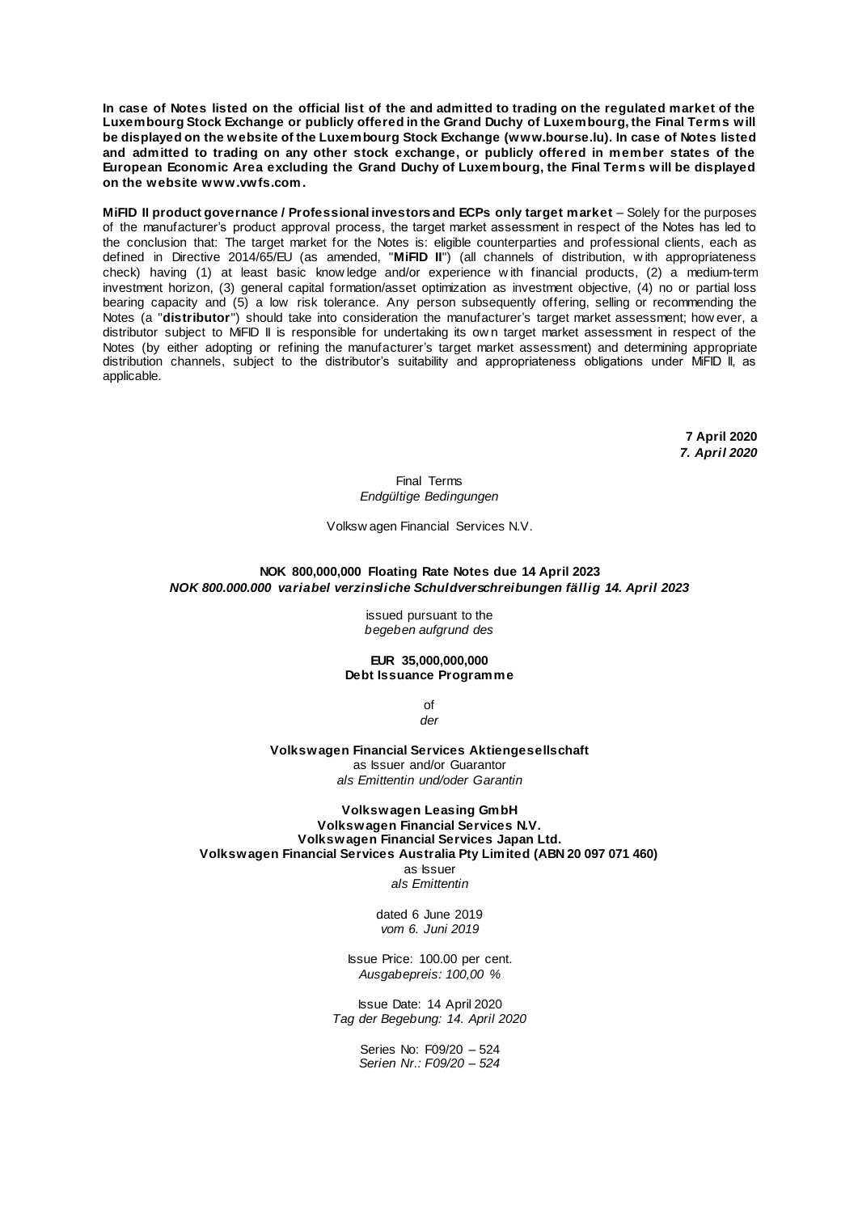**In case of Notes listed on the official list of the and admitted to trading on the regulated market of the Luxembourg Stock Exchange or publicly offered in the Grand Duchy of Luxembourg, the Final Terms will be displayed on the website of the Luxembourg Stock Exchange (www.bourse.lu). In case of Notes listed and admitted to trading on any other stock exchange, or publicly offered in member states of the European Economic Area excluding the Grand Duchy of Luxembourg, the Final Terms will be displayed on the website www.vwfs.com.**

**MiFID II product governance / Professional investors and ECPs only target market** – Solely for the purposes of the manufacturer's product approval process, the target market assessment in respect of the Notes has led to the conclusion that: The target market for the Notes is: eligible counterparties and professional clients, each as defined in Directive 2014/65/EU (as amended, "**MiFID II**") (all channels of distribution, with appropriateness check) having (1) at least basic knowledge and/or experience with financial products, (2) a medium-term investment horizon, (3) general capital formation/asset optimization as investment objective, (4) no or partial loss bearing capacity and (5) a low risk tolerance. Any person subsequently offering, selling or recommending the Notes (a "**distributor**") should take into consideration the manufacturer's target market assessment; however, a distributor subject to MiFID II is responsible for undertaking its own target market assessment in respect of the Notes (by either adopting or refining the manufacturer's target market assessment) and determining appropriate distribution channels, subject to the distributor's suitability and appropriateness obligations under MiFID II, as applicable.

**7 April 2020**
***7. April 2020***

Final Terms
*Endgültige Bedingungen*

Volkswagen Financial Services N.V.

**NOK 800,000,000 Floating Rate Notes due 14 April 2023**
***NOK 800.000.000 variabel verzinsliche Schuldverschreibungen fällig 14. April 2023***

issued pursuant to the
*begeben aufgrund des*

**EUR 35,000,000,000**
**Debt Issuance Programme**

of
*der*

**Volkswagen Financial Services Aktiengesellschaft**
as Issuer and/or Guarantor
*als Emittentin und/oder Garantin*

**Volkswagen Leasing GmbH**
**Volkswagen Financial Services N.V.**
**Volkswagen Financial Services Japan Ltd.**
**Volkswagen Financial Services Australia Pty Limited (ABN 20 097 071 460)**
as Issuer
*als Emittentin*

dated 6 June 2019
*vom 6. Juni 2019*

Issue Price: 100.00 per cent.
*Ausgabepreis: 100,00 %*

Issue Date: 14 April 2020
*Tag der Begebung: 14. April 2020*

Series No: F09/20 – 524
*Serien Nr.: F09/20 – 524*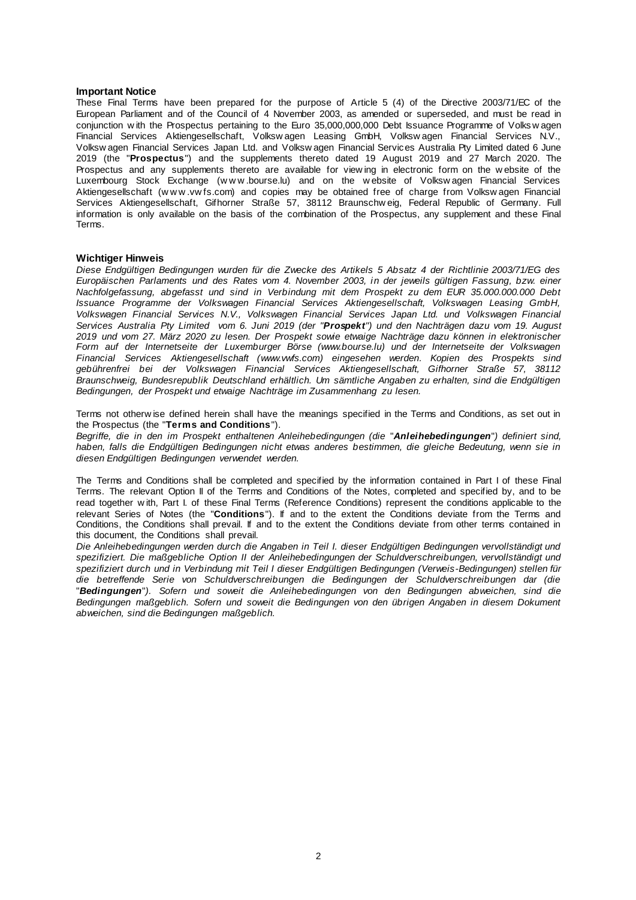**Important Notice**

These Final Terms have been prepared for the purpose of Article 5 (4) of the Directive 2003/71/EC of the European Parliament and of the Council of 4 November 2003, as amended or superseded, and must be read in conjunction with the Prospectus pertaining to the Euro 35,000,000,000 Debt Issuance Programme of Volkswagen Financial Services Aktiengesellschaft, Volkswagen Leasing GmbH, Volkswagen Financial Services N.V., Volkswagen Financial Services Japan Ltd. and Volkswagen Financial Services Australia Pty Limited dated 6 June 2019 (the "**Prospectus**") and the supplements thereto dated 19 August 2019 and 27 March 2020. The Prospectus and any supplements thereto are available for viewing in electronic form on the website of the Luxembourg Stock Exchange (www.bourse.lu) and on the website of Volkswagen Financial Services Aktiengesellschaft (www.vwfs.com) and copies may be obtained free of charge from Volkswagen Financial Services Aktiengesellschaft, Gifhorner Straße 57, 38112 Braunschweig, Federal Republic of Germany. Full information is only available on the basis of the combination of the Prospectus, any supplement and these Final Terms.

**Wichtiger Hinweis**

*Diese Endgültigen Bedingungen wurden für die Zwecke des Artikels 5 Absatz 4 der Richtlinie 2003/71/EG des Europäischen Parlaments und des Rates vom 4. November 2003, in der jeweils gültigen Fassung, bzw. einer Nachfolgefassung, abgefasst und sind in Verbindung mit dem Prospekt zu dem EUR 35.000.000.000 Debt Issuance Programme der Volkswagen Financial Services Aktiengesellschaft, Volkswagen Leasing GmbH, Volkswagen Financial Services N.V., Volkswagen Financial Services Japan Ltd. und Volkswagen Financial Services Australia Pty Limited vom 6. Juni 2019 (der "**Prospekt**") und den Nachträgen dazu vom 19. August 2019 und vom 27. März 2020 zu lesen. Der Prospekt sowie etwaige Nachträge dazu können in elektronischer Form auf der Internetseite der Luxemburger Börse (www.bourse.lu) und der Internetseite der Volkswagen Financial Services Aktiengesellschaft (www.vwfs.com) eingesehen werden. Kopien des Prospekts sind gebührenfrei bei der Volkswagen Financial Services Aktiengesellschaft, Gifhorner Straße 57, 38112 Braunschweig, Bundesrepublik Deutschland erhältlich. Um sämtliche Angaben zu erhalten, sind die Endgültigen Bedingungen, der Prospekt und etwaige Nachträge im Zusammenhang zu lesen.*

Terms not otherwise defined herein shall have the meanings specified in the Terms and Conditions, as set out in the Prospectus (the "**Terms and Conditions**").

*Begriffe, die in den im Prospekt enthaltenen Anleihebedingungen (die "**Anleihebedingungen**") definiert sind, haben, falls die Endgültigen Bedingungen nicht etwas anderes bestimmen, die gleiche Bedeutung, wenn sie in diesen Endgültigen Bedingungen verwendet werden.*

The Terms and Conditions shall be completed and specified by the information contained in Part I of these Final Terms. The relevant Option II of the Terms and Conditions of the Notes, completed and specified by, and to be read together with, Part I. of these Final Terms (Reference Conditions) represent the conditions applicable to the relevant Series of Notes (the "**Conditions**"). If and to the extent the Conditions deviate from the Terms and Conditions, the Conditions shall prevail. If and to the extent the Conditions deviate from other terms contained in this document, the Conditions shall prevail.

*Die Anleihebedingungen werden durch die Angaben in Teil I. dieser Endgültigen Bedingungen vervollständigt und spezifiziert. Die maßgebliche Option II der Anleihebedingungen der Schuldverschreibungen, vervollständigt und spezifiziert durch und in Verbindung mit Teil I dieser Endgültigen Bedingungen (Verweis-Bedingungen) stellen für die betreffende Serie von Schuldverschreibungen die Bedingungen der Schuldverschreibungen dar (die "**Bedingungen**"). Sofern und soweit die Anleihebedingungen von den Bedingungen abweichen, sind die Bedingungen maßgeblich. Sofern und soweit die Bedingungen von den übrigen Angaben in diesem Dokument abweichen, sind die Bedingungen maßgeblich.*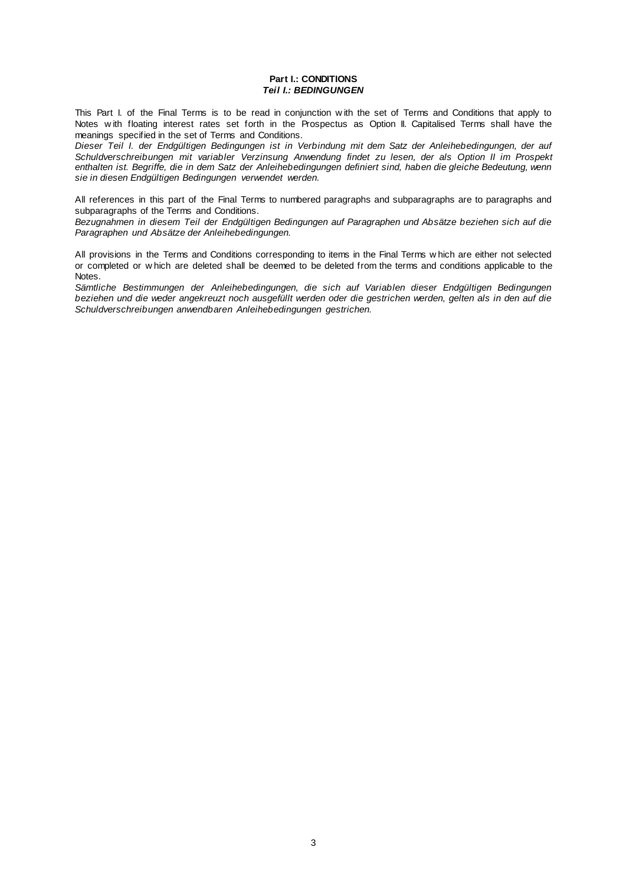**Part I.: CONDITIONS**
***Teil I.: BEDINGUNGEN***

This Part I. of the Final Terms is to be read in conjunction with the set of Terms and Conditions that apply to Notes with floating interest rates set forth in the Prospectus as Option II. Capitalised Terms shall have the meanings specified in the set of Terms and Conditions.
*Dieser Teil I. der Endgültigen Bedingungen ist in Verbindung mit dem Satz der Anleihebedingungen, der auf Schuldverschreibungen mit variabler Verzinsung Anwendung findet zu lesen, der als Option II im Prospekt enthalten ist. Begriffe, die in dem Satz der Anleihebedingungen definiert sind, haben die gleiche Bedeutung, wenn sie in diesen Endgültigen Bedingungen verwendet werden.*

All references in this part of the Final Terms to numbered paragraphs and subparagraphs are to paragraphs and subparagraphs of the Terms and Conditions.
*Bezugnahmen in diesem Teil der Endgültigen Bedingungen auf Paragraphen und Absätze beziehen sich auf die Paragraphen und Absätze der Anleihebedingungen.*

All provisions in the Terms and Conditions corresponding to items in the Final Terms which are either not selected or completed or which are deleted shall be deemed to be deleted from the terms and conditions applicable to the Notes.
*Sämtliche Bestimmungen der Anleihebedingungen, die sich auf Variablen dieser Endgültigen Bedingungen beziehen und die weder angekreuzt noch ausgefüllt werden oder die gestrichen werden, gelten als in den auf die Schuldverschreibungen anwendbaren Anleihebedingungen gestrichen.*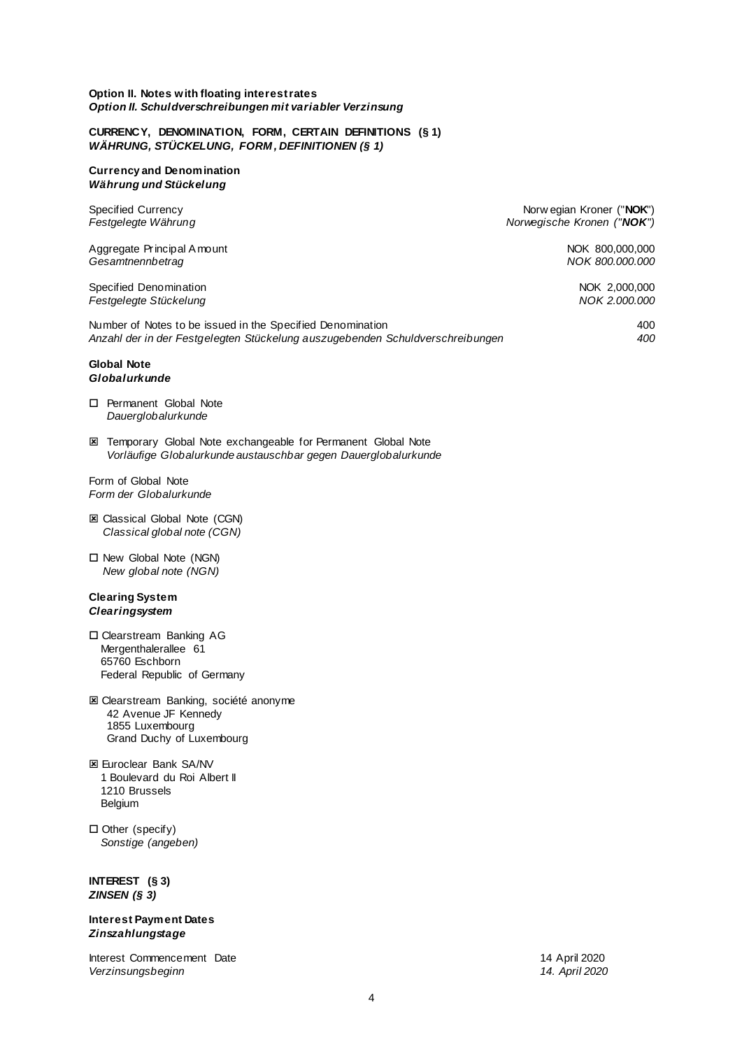**Option II. Notes with floating interest rates**
***Option II. Schuldverschreibungen mit variabler Verzinsung***

**CURRENCY, DENOMINATION, FORM, CERTAIN DEFINITIONS (§ 1)**
***WÄHRUNG, STÜCKELUNG, FORM, DEFINITIONEN (§ 1)***

**Currency and Denomination**
***Währung und Stückelung***

| | |
|---|---|
| Specified Currency<br>*Festgelegte Währung* | Norwegian Kroner ("**NOK**")<br>*Norwegische Kronen ("**NOK**")* |
| Aggregate Principal Amount<br>*Gesamtnennbetrag* | NOK 800,000,000<br>*NOK 800.000.000* |
| Specified Denomination<br>*Festgelegte Stückelung* | NOK 2,000,000<br>*NOK 2.000.000* |
| Number of Notes to be issued in the Specified Denomination<br>*Anzahl der in der Festgelegten Stückelung auszugebenden Schuldverschreibungen* | 400<br>*400* |

**Global Note**
***Globalurkunde***

☐ Permanent Global Note
*Dauerglobalurkunde*

☒ Temporary Global Note exchangeable for Permanent Global Note
*Vorläufige Globalurkunde austauschbar gegen Dauerglobalurkunde*

Form of Global Note
*Form der Globalurkunde*

☒ Classical Global Note (CGN)
*Classical global note (CGN)*

☐ New Global Note (NGN)
*New global note (NGN)*

**Clearing System**
***Clearingsystem***

☐ Clearstream Banking AG
Mergenthalerallee 61
65760 Eschborn
Federal Republic of Germany

☒ Clearstream Banking, société anonyme
42 Avenue JF Kennedy
1855 Luxembourg
Grand Duchy of Luxembourg

☒ Euroclear Bank SA/NV
1 Boulevard du Roi Albert II
1210 Brussels
Belgium

☐ Other (specify)
*Sonstige (angeben)*

**INTEREST (§ 3)**
***ZINSEN (§ 3)***

**Interest Payment Dates**
***Zinszahlungstage***

| | |
|---|---|
| Interest Commencement Date<br>*Verzinsungsbeginn* | 14 April 2020<br>*14. April 2020* |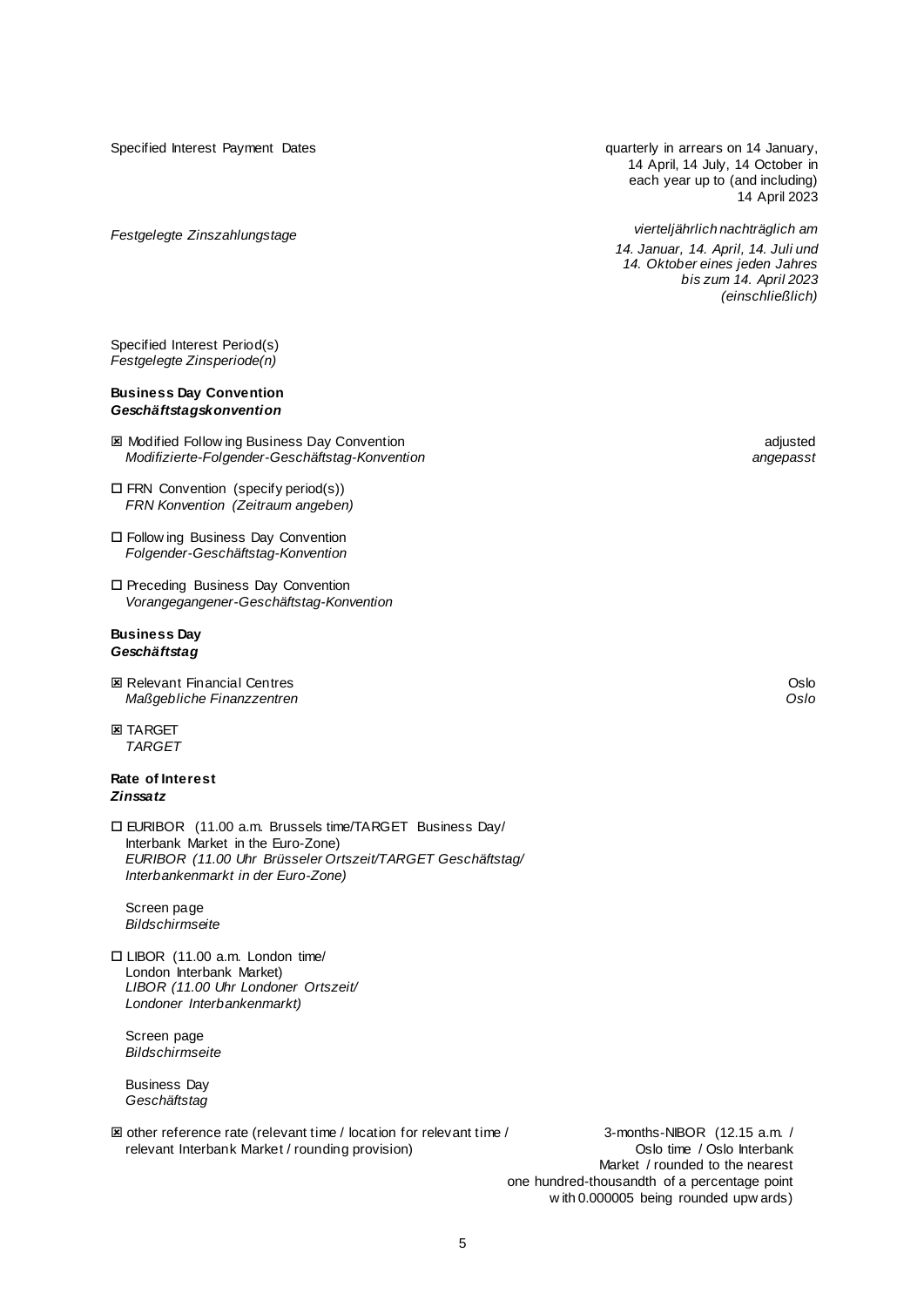Specified Interest Payment Dates — quarterly in arrears on 14 January, 14 April, 14 July, 14 October in each year up to (and including) 14 April 2023

*Festgelegte Zinszahlungstage* — *vierteljährlich nachträglich am 14. Januar, 14. April, 14. Juli und 14. Oktober eines jeden Jahres bis zum 14. April 2023 (einschließlich)*

Specified Interest Period(s)
*Festgelegte Zinsperiode(n)*

**Business Day Convention**
***Geschäftstagskonvention***

☒ Modified Following Business Day Convention — adjusted
*Modifizierte-Folgender-Geschäftstag-Konvention* — *angepasst*

☐ FRN Convention (specify period(s))
*FRN Konvention (Zeitraum angeben)*

☐ Following Business Day Convention
*Folgender-Geschäftstag-Konvention*

☐ Preceding Business Day Convention
*Vorangegangener-Geschäftstag-Konvention*

**Business Day**
***Geschäftstag***

☒ Relevant Financial Centres — Oslo
*Maßgebliche Finanzzentren* — *Oslo*

☒ TARGET
*TARGET*

**Rate of Interest**
***Zinssatz***

☐ EURIBOR (11.00 a.m. Brussels time/TARGET Business Day/ Interbank Market in the Euro-Zone)
*EURIBOR (11.00 Uhr Brüsseler Ortszeit/TARGET Geschäftstag/ Interbankenmarkt in der Euro-Zone)*

Screen page
*Bildschirmseite*

☐ LIBOR (11.00 a.m. London time/ London Interbank Market)
*LIBOR (11.00 Uhr Londoner Ortszeit/ Londoner Interbankenmarkt)*

Screen page
*Bildschirmseite*

Business Day
*Geschäftstag*

☒ other reference rate (relevant time / location for relevant time / relevant Interbank Market / rounding provision) — 3-months-NIBOR (12.15 a.m. / Oslo time / Oslo Interbank Market / rounded to the nearest one hundred-thousandth of a percentage point with 0.000005 being rounded upwards)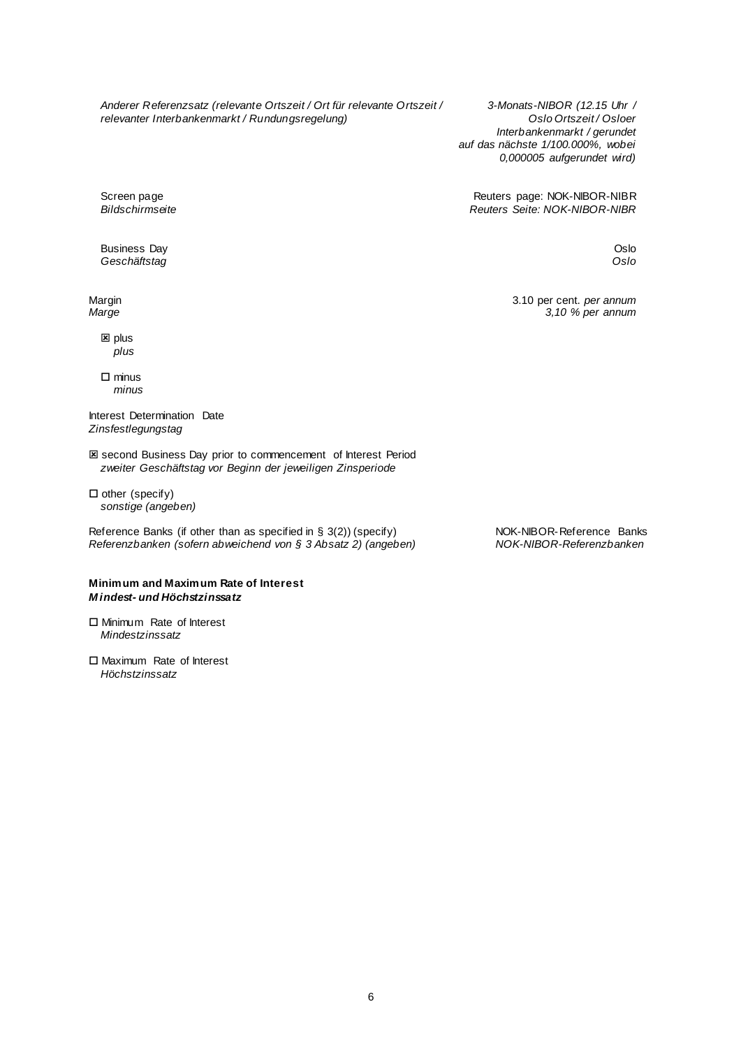| | |
|---|---|
| *Anderer Referenzsatz (relevante Ortszeit / Ort für relevante Ortszeit / relevanter Interbankenmarkt / Rundungsregelung)* | *3-Monats-NIBOR (12.15 Uhr / Oslo Ortszeit / Osloer Interbankenmarkt / gerundet auf das nächste 1/100.000%, wobei 0,000005 aufgerundet wird)* |
| Screen page<br>*Bildschirmseite* | Reuters page: NOK-NIBOR-NIBR<br>*Reuters Seite: NOK-NIBOR-NIBR* |
| Business Day<br>*Geschäftstag* | Oslo<br>*Oslo* |
| Margin<br>*Marge* | 3.10 per cent. *per annum*<br>*3,10 % per annum* |

☒ plus
*plus*

☐ minus
*minus*

Interest Determination Date
*Zinsfestlegungstag*

☒ second Business Day prior to commencement of Interest Period
*zweiter Geschäftstag vor Beginn der jeweiligen Zinsperiode*

☐ other (specify)
*sonstige (angeben)*

| | |
|---|---|
| Reference Banks (if other than as specified in § 3(2)) (specify)<br>*Referenzbanken (sofern abweichend von § 3 Absatz 2) (angeben)* | NOK-NIBOR-Reference Banks<br>*NOK-NIBOR-Referenzbanken* |

**Minimum and Maximum Rate of Interest**
***Mindest- und Höchstzinssatz***

☐ Minimum Rate of Interest
*Mindestzinssatz*

☐ Maximum Rate of Interest
*Höchstzinssatz*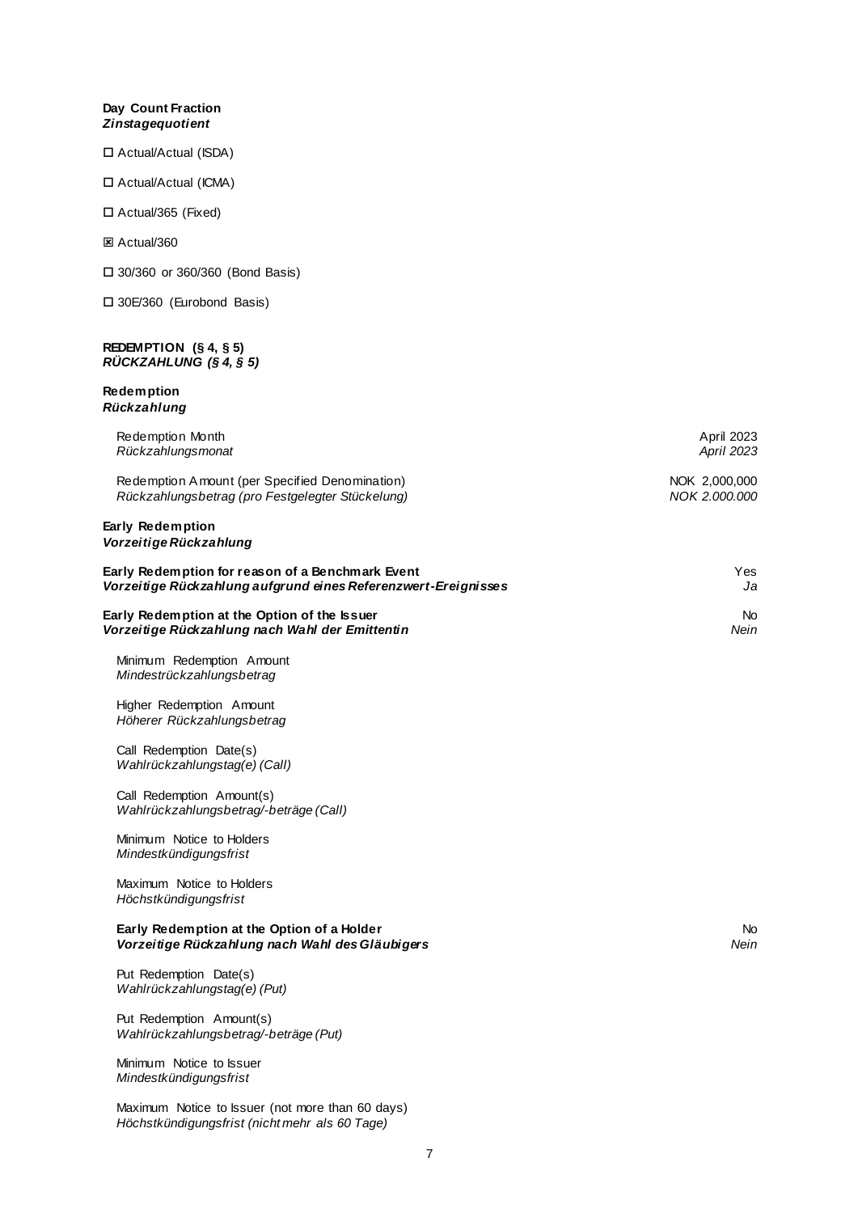**Day Count Fraction**
***Zinstagequotient***

☐ Actual/Actual (ISDA)

☐ Actual/Actual (ICMA)

☐ Actual/365 (Fixed)

☒ Actual/360

☐ 30/360 or 360/360 (Bond Basis)

☐ 30E/360 (Eurobond Basis)

**REDEMPTION (§ 4, § 5)**
***RÜCKZAHLUNG (§ 4, § 5)***

**Redemption**
***Rückzahlung***

| | |
|---|---|
| Redemption Month<br>*Rückzahlungsmonat* | April 2023<br>*April 2023* |
| Redemption Amount (per Specified Denomination)<br>*Rückzahlungsbetrag (pro Festgelegter Stückelung)* | NOK 2,000,000<br>*NOK 2.000.000* |

**Early Redemption**
***Vorzeitige Rückzahlung***

| | |
|---|---|
| **Early Redemption for reason of a Benchmark Event**<br>***Vorzeitige Rückzahlung aufgrund eines Referenzwert-Ereignisses*** | Yes<br>*Ja* |
| **Early Redemption at the Option of the Issuer**<br>***Vorzeitige Rückzahlung nach Wahl der Emittentin*** | No<br>*Nein* |

Minimum Redemption Amount
*Mindestrückzahlungsbetrag*

Higher Redemption Amount
*Höherer Rückzahlungsbetrag*

Call Redemption Date(s)
*Wahlrückzahlungstag(e) (Call)*

Call Redemption Amount(s)
*Wahlrückzahlungsbetrag/-beträge (Call)*

Minimum Notice to Holders
*Mindestkündigungsfrist*

Maximum Notice to Holders
*Höchstkündigungsfrist*

| | |
|---|---|
| **Early Redemption at the Option of a Holder**<br>***Vorzeitige Rückzahlung nach Wahl des Gläubigers*** | No<br>*Nein* |

Put Redemption Date(s)
*Wahlrückzahlungstag(e) (Put)*

Put Redemption Amount(s)
*Wahlrückzahlungsbetrag/-beträge (Put)*

Minimum Notice to Issuer
*Mindestkündigungsfrist*

Maximum Notice to Issuer (not more than 60 days)
*Höchstkündigungsfrist (nicht mehr als 60 Tage)*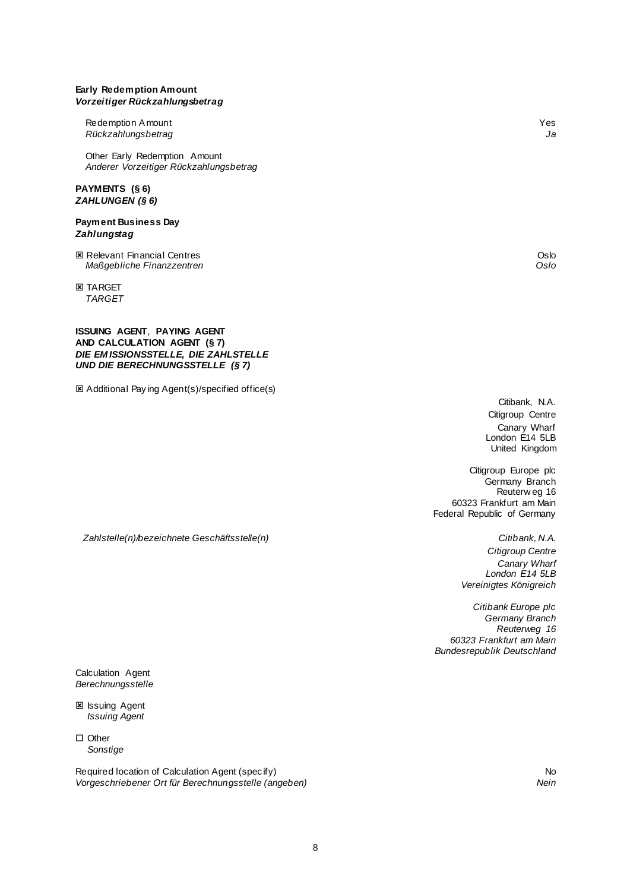**Early Redemption Amount**
***Vorzeitiger Rückzahlungsbetrag***

Redemption Amount — Yes
*Rückzahlungsbetrag* — *Ja*

Other Early Redemption Amount
*Anderer Vorzeitiger Rückzahlungsbetrag*

**PAYMENTS (§ 6)**
***ZAHLUNGEN (§ 6)***

**Payment Business Day**
***Zahlungstag***

☒ Relevant Financial Centres — Oslo
*Maßgebliche Finanzzentren* — *Oslo*

☒ TARGET
*TARGET*

**ISSUING AGENT, PAYING AGENT AND CALCULATION AGENT (§ 7)**
***DIE EMISSIONSSTELLE, DIE ZAHLSTELLE UND DIE BERECHNUNGSSTELLE (§ 7)***

☒ Additional Paying Agent(s)/specified office(s)

Citibank, N.A.
Citigroup Centre
Canary Wharf
London E14 5LB
United Kingdom

Citigroup Europe plc
Germany Branch
Reuterweg 16
60323 Frankfurt am Main
Federal Republic of Germany

*Zahlstelle(n)/bezeichnete Geschäftsstelle(n)*

*Citibank, N.A.*
*Citigroup Centre*
*Canary Wharf*
*London E14 5LB*
*Vereinigtes Königreich*

*Citibank Europe plc*
*Germany Branch*
*Reuterweg 16*
*60323 Frankfurt am Main*
*Bundesrepublik Deutschland*

Calculation Agent
*Berechnungsstelle*

☒ Issuing Agent
*Issuing Agent*

☐ Other
*Sonstige*

Required location of Calculation Agent (specify) — No
*Vorgeschriebener Ort für Berechnungsstelle (angeben)* — *Nein*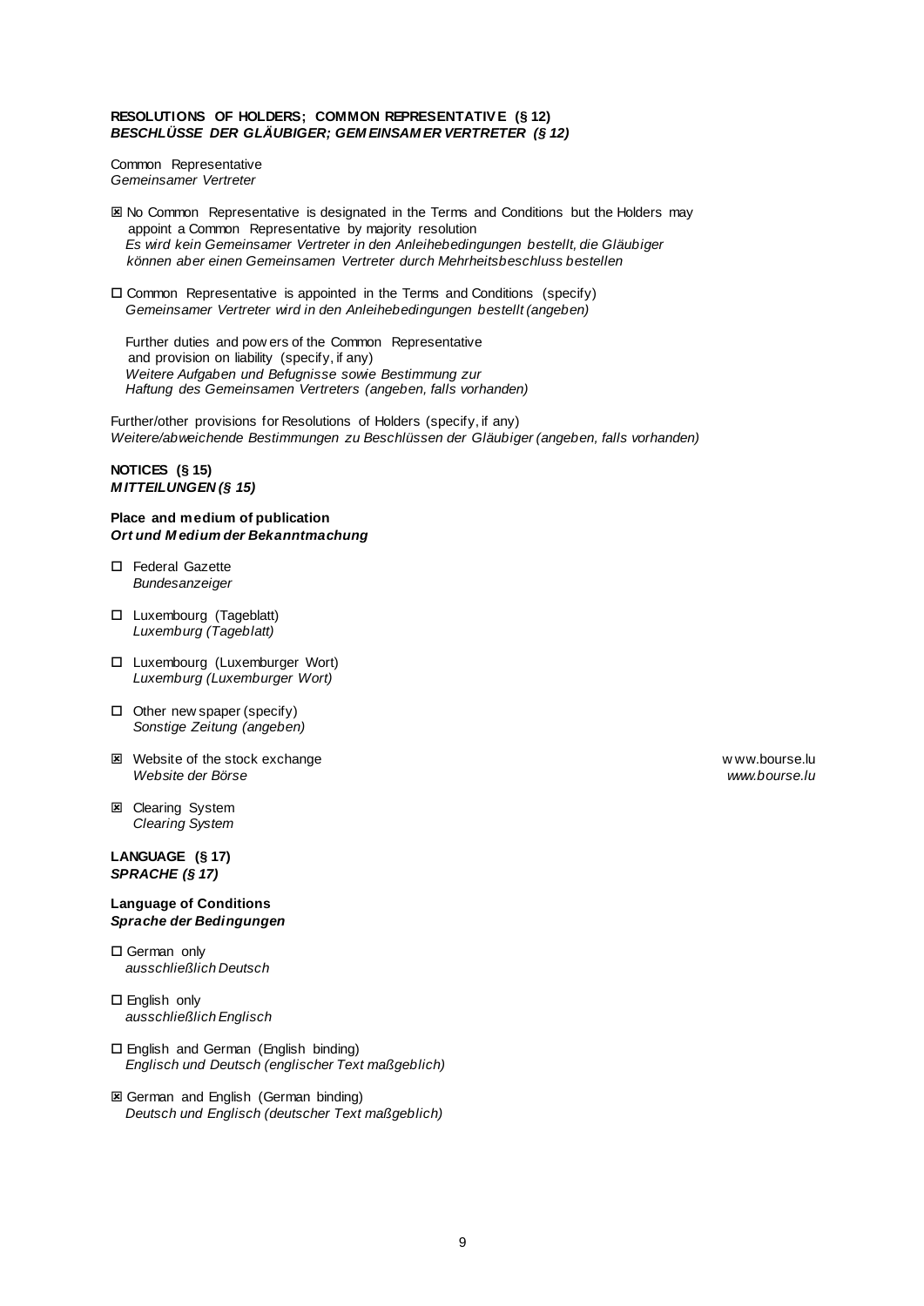**RESOLUTIONS OF HOLDERS; COMMON REPRESENTATIVE (§ 12)**
***BESCHLÜSSE DER GLÄUBIGER; GEMEINSAMER VERTRETER (§ 12)***

Common Representative
*Gemeinsamer Vertreter*

☒ No Common Representative is designated in the Terms and Conditions but the Holders may appoint a Common Representative by majority resolution
*Es wird kein Gemeinsamer Vertreter in den Anleihebedingungen bestellt, die Gläubiger können aber einen Gemeinsamen Vertreter durch Mehrheitsbeschluss bestellen*

☐ Common Representative is appointed in the Terms and Conditions (specify)
*Gemeinsamer Vertreter wird in den Anleihebedingungen bestellt (angeben)*

Further duties and powers of the Common Representative and provision on liability (specify, if any)
*Weitere Aufgaben und Befugnisse sowie Bestimmung zur Haftung des Gemeinsamen Vertreters (angeben, falls vorhanden)*

Further/other provisions for Resolutions of Holders (specify, if any)
*Weitere/abweichende Bestimmungen zu Beschlüssen der Gläubiger (angeben, falls vorhanden)*

**NOTICES (§ 15)**
***MITTEILUNGEN (§ 15)***

**Place and medium of publication**
***Ort und Medium der Bekanntmachung***

☐ Federal Gazette
*Bundesanzeiger*

☐ Luxembourg (Tageblatt)
*Luxemburg (Tageblatt)*

☐ Luxembourg (Luxemburger Wort)
*Luxemburg (Luxemburger Wort)*

☐ Other newspaper (specify)
*Sonstige Zeitung (angeben)*

☒ Website of the stock exchange — www.bourse.lu
*Website der Börse — www.bourse.lu*

☒ Clearing System
*Clearing System*

**LANGUAGE (§ 17)**
***SPRACHE (§ 17)***

**Language of Conditions**
***Sprache der Bedingungen***

☐ German only
*ausschließlich Deutsch*

☐ English only
*ausschließlich Englisch*

☐ English and German (English binding)
*Englisch und Deutsch (englischer Text maßgeblich)*

☒ German and English (German binding)
*Deutsch und Englisch (deutscher Text maßgeblich)*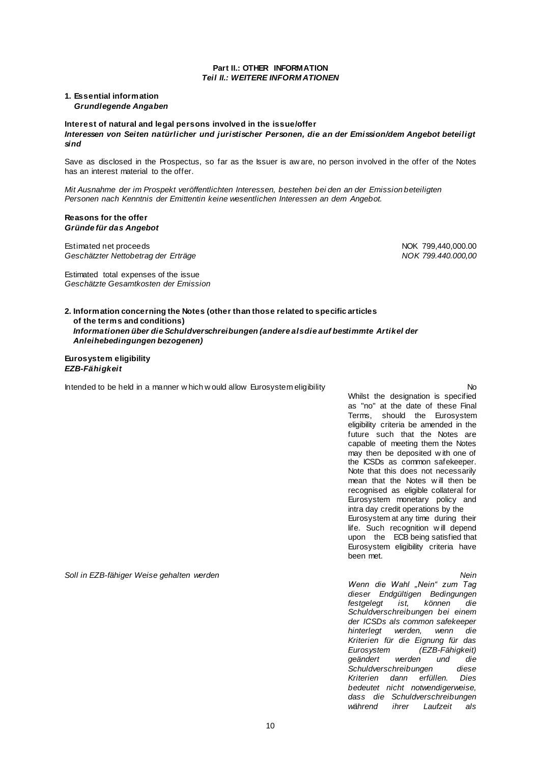**Part II.: OTHER INFORMATION**
***Teil II.: WEITERE INFORMATIONEN***

**1. Essential information**
***Grundlegende Angaben***

**Interest of natural and legal persons involved in the issue/offer**
***Interessen von Seiten natürlicher und juristischer Personen, die an der Emission/dem Angebot beteiligt sind***

Save as disclosed in the Prospectus, so far as the Issuer is aware, no person involved in the offer of the Notes has an interest material to the offer.

*Mit Ausnahme der im Prospekt veröffentlichten Interessen, bestehen bei den an der Emission beteiligten Personen nach Kenntnis der Emittentin keine wesentlichen Interessen an dem Angebot.*

**Reasons for the offer**
***Gründe für das Angebot***

| | |
|---|---|
| Estimated net proceeds<br>*Geschätzter Nettobetrag der Erträge* | NOK 799,440,000.00<br>*NOK 799.440.000,00* |
| Estimated total expenses of the issue<br>*Geschätzte Gesamtkosten der Emission* | |

**2. Information concerning the Notes (other than those related to specific articles of the terms and conditions)**
***Informationen über die Schuldverschreibungen (andere als die auf bestimmte Artikel der Anleihebedingungen bezogenen)***

**Eurosystem eligibility**
***EZB-Fähigkeit***

| | |
|---|---|
| Intended to be held in a manner which would allow Eurosystem eligibility | No<br>Whilst the designation is specified as "no" at the date of these Final Terms, should the Eurosystem eligibility criteria be amended in the future such that the Notes are capable of meeting them the Notes may then be deposited with one of the ICSDs as common safekeeper. Note that this does not necessarily mean that the Notes will then be recognised as eligible collateral for Eurosystem monetary policy and intra day credit operations by the Eurosystem at any time during their life. Such recognition will depend upon the ECB being satisfied that Eurosystem eligibility criteria have been met. |
| *Soll in EZB-fähiger Weise gehalten werden* | *Nein*<br>*Wenn die Wahl „Nein“ zum Tag dieser Endgültigen Bedingungen festgelegt ist, können die Schuldverschreibungen bei einem der ICSDs als common safekeeper hinterlegt werden, wenn die Kriterien für die Eignung für das Eurosystem (EZB-Fähigkeit) geändert werden und die Schuldverschreibungen diese Kriterien dann erfüllen. Dies bedeutet nicht notwendigerweise, dass die Schuldverschreibungen während ihrer Laufzeit als* |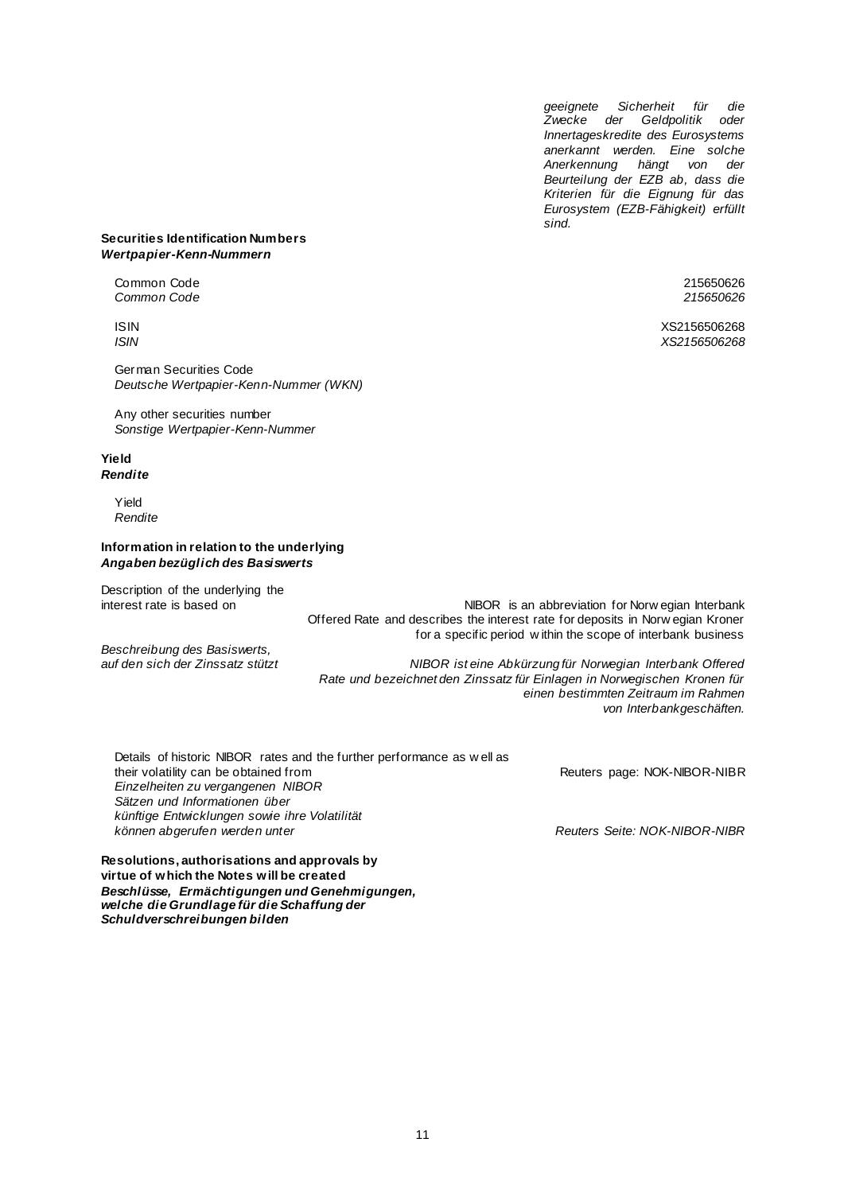*geeignete Sicherheit für die Zwecke der Geldpolitik oder Innertageskredite des Eurosystems anerkannt werden. Eine solche Anerkennung hängt von der Beurteilung der EZB ab, dass die Kriterien für die Eignung für das Eurosystem (EZB-Fähigkeit) erfüllt sind.*

**Securities Identification Numbers**
***Wertpapier-Kenn-Nummern***

| | |
|---|---|
| Common Code<br>*Common Code* | 215650626<br>*215650626* |
| ISIN<br>*ISIN* | XS2156506268<br>*XS2156506268* |
| German Securities Code<br>*Deutsche Wertpapier-Kenn-Nummer (WKN)* | |
| Any other securities number<br>*Sonstige Wertpapier-Kenn-Nummer* | |

**Yield**
***Rendite***

Yield
*Rendite*

**Information in relation to the underlying**
***Angaben bezüglich des Basiswerts***

| | |
|---|---|
| Description of the underlying the interest rate is based on | NIBOR is an abbreviation for Norwegian Interbank Offered Rate and describes the interest rate for deposits in Norwegian Kroner for a specific period within the scope of interbank business |
| *Beschreibung des Basiswerts, auf den sich der Zinssatz stützt* | *NIBOR ist eine Abkürzung für Norwegian Interbank Offered Rate und bezeichnet den Zinssatz für Einlagen in Norwegischen Kronen für einen bestimmten Zeitraum im Rahmen von Interbankgeschäften.* |
| Details of historic NIBOR rates and the further performance as well as their volatility can be obtained from | Reuters page: NOK-NIBOR-NIBR |
| *Einzelheiten zu vergangenen NIBOR Sätzen und Informationen über künftige Entwicklungen sowie ihre Volatilität können abgerufen werden unter* | *Reuters Seite: NOK-NIBOR-NIBR* |

**Resolutions, authorisations and approvals by virtue of which the Notes will be created**
***Beschlüsse, Ermächtigungen und Genehmigungen, welche die Grundlage für die Schaffung der Schuldverschreibungen bilden***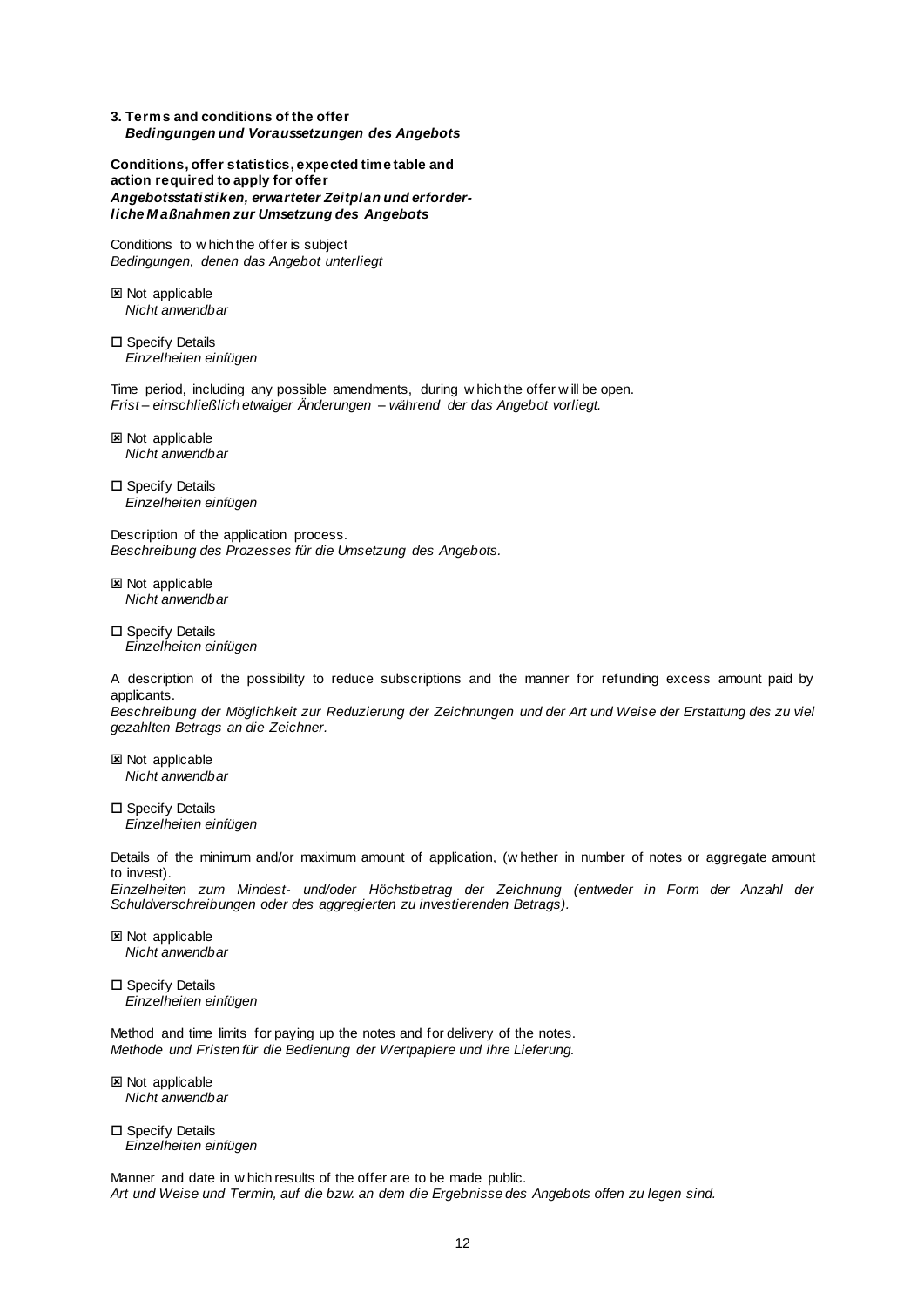**3. Terms and conditions of the offer**
***Bedingungen und Voraussetzungen des Angebots***

**Conditions, offer statistics, expected time table and action required to apply for offer**
***Angebotsstatistiken, erwarteter Zeitplan und erforderliche Maßnahmen zur Umsetzung des Angebots***

Conditions to which the offer is subject
*Bedingungen, denen das Angebot unterliegt*

☒ Not applicable
*Nicht anwendbar*

☐ Specify Details
*Einzelheiten einfügen*

Time period, including any possible amendments, during which the offer will be open.
*Frist – einschließlich etwaiger Änderungen – während der das Angebot vorliegt.*

☒ Not applicable
*Nicht anwendbar*

☐ Specify Details
*Einzelheiten einfügen*

Description of the application process.
*Beschreibung des Prozesses für die Umsetzung des Angebots.*

☒ Not applicable
*Nicht anwendbar*

☐ Specify Details
*Einzelheiten einfügen*

A description of the possibility to reduce subscriptions and the manner for refunding excess amount paid by applicants.
*Beschreibung der Möglichkeit zur Reduzierung der Zeichnungen und der Art und Weise der Erstattung des zu viel gezahlten Betrags an die Zeichner.*

☒ Not applicable
*Nicht anwendbar*

☐ Specify Details
*Einzelheiten einfügen*

Details of the minimum and/or maximum amount of application, (whether in number of notes or aggregate amount to invest).
*Einzelheiten zum Mindest- und/oder Höchstbetrag der Zeichnung (entweder in Form der Anzahl der Schuldverschreibungen oder des aggregierten zu investierenden Betrags).*

☒ Not applicable
*Nicht anwendbar*

☐ Specify Details
*Einzelheiten einfügen*

Method and time limits for paying up the notes and for delivery of the notes.
*Methode und Fristen für die Bedienung der Wertpapiere und ihre Lieferung.*

☒ Not applicable
*Nicht anwendbar*

☐ Specify Details
*Einzelheiten einfügen*

Manner and date in which results of the offer are to be made public.
*Art und Weise und Termin, auf die bzw. an dem die Ergebnisse des Angebots offen zu legen sind.*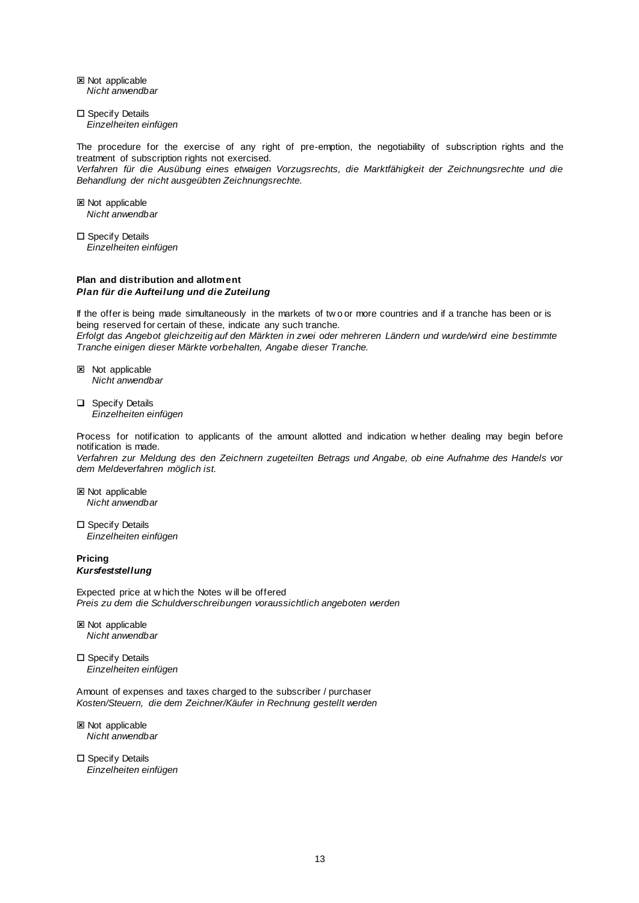☒ Not applicable
*Nicht anwendbar*

☐ Specify Details
*Einzelheiten einfügen*

The procedure for the exercise of any right of pre-emption, the negotiability of subscription rights and the treatment of subscription rights not exercised.
*Verfahren für die Ausübung eines etwaigen Vorzugsrechts, die Marktfähigkeit der Zeichnungsrechte und die Behandlung der nicht ausgeübten Zeichnungsrechte.*

☒ Not applicable
*Nicht anwendbar*

☐ Specify Details
*Einzelheiten einfügen*

**Plan and distribution and allotment**
***Plan für die Aufteilung und die Zuteilung***

If the offer is being made simultaneously in the markets of two or more countries and if a tranche has been or is being reserved for certain of these, indicate any such tranche.
*Erfolgt das Angebot gleichzeitig auf den Märkten in zwei oder mehreren Ländern und wurde/wird eine bestimmte Tranche einigen dieser Märkte vorbehalten, Angabe dieser Tranche.*

☒ Not applicable
*Nicht anwendbar*

☐ Specify Details
*Einzelheiten einfügen*

Process for notification to applicants of the amount allotted and indication whether dealing may begin before notification is made.
*Verfahren zur Meldung des den Zeichnern zugeteilten Betrags und Angabe, ob eine Aufnahme des Handels vor dem Meldeverfahren möglich ist.*

☒ Not applicable
*Nicht anwendbar*

☐ Specify Details
*Einzelheiten einfügen*

**Pricing**
***Kursfeststellung***

Expected price at which the Notes will be offered
*Preis zu dem die Schuldverschreibungen voraussichtlich angeboten werden*

☒ Not applicable
*Nicht anwendbar*

☐ Specify Details
*Einzelheiten einfügen*

Amount of expenses and taxes charged to the subscriber / purchaser
*Kosten/Steuern, die dem Zeichner/Käufer in Rechnung gestellt werden*

☒ Not applicable
*Nicht anwendbar*

☐ Specify Details
*Einzelheiten einfügen*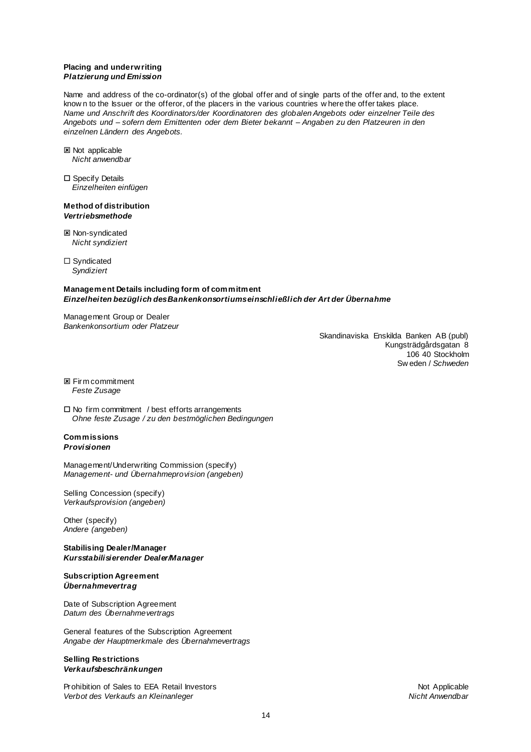**Placing and underwriting**
***Platzierung und Emission***

Name and address of the co-ordinator(s) of the global offer and of single parts of the offer and, to the extent known to the Issuer or the offeror, of the placers in the various countries where the offer takes place.
*Name und Anschrift des Koordinators/der Koordinatoren des globalen Angebots oder einzelner Teile des Angebots und – sofern dem Emittenten oder dem Bieter bekannt – Angaben zu den Platzeuren in den einzelnen Ländern des Angebots.*

☒ Not applicable
*Nicht anwendbar*

☐ Specify Details
*Einzelheiten einfügen*

**Method of distribution**
***Vertriebsmethode***

☒ Non-syndicated
*Nicht syndiziert*

☐ Syndicated
*Syndiziert*

**Management Details including form of commitment**
***Einzelheiten bezüglich des Bankenkonsortiums einschließlich der Art der Übernahme***

Management Group or Dealer
*Bankenkonsortium oder Platzeur*

Skandinaviska Enskilda Banken AB (publ)
Kungsträdgårdsgatan 8
106 40 Stockholm
Sweden / *Schweden*

☒ Firm commitment
*Feste Zusage*

☐ No firm commitment / best efforts arrangements
*Ohne feste Zusage / zu den bestmöglichen Bedingungen*

**Commissions**
***Provisionen***

Management/Underwriting Commission (specify)
*Management- und Übernahmeprovision (angeben)*

Selling Concession (specify)
*Verkaufsprovision (angeben)*

Other (specify)
*Andere (angeben)*

**Stabilising Dealer/Manager**
***Kursstabilisierender Dealer/Manager***

**Subscription Agreement**
***Übernahmevertrag***

Date of Subscription Agreement
*Datum des Übernahmevertrags*

General features of the Subscription Agreement
*Angabe der Hauptmerkmale des Übernahmevertrags*

**Selling Restrictions**
***Verkaufsbeschränkungen***

Prohibition of Sales to EEA Retail Investors — Not Applicable
*Verbot des Verkaufs an Kleinanleger* — *Nicht Anwendbar*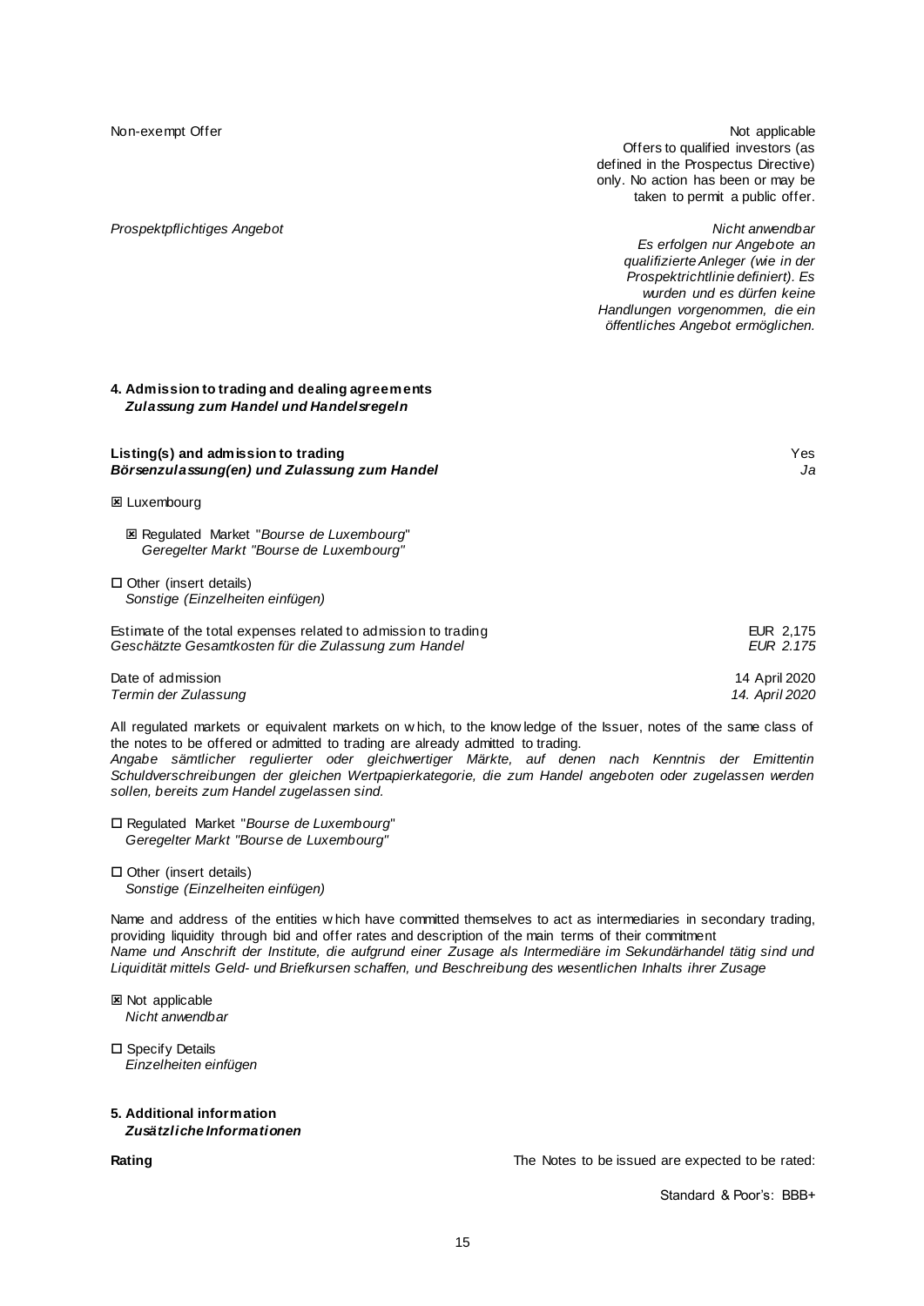| | |
|---|---|
| Non-exempt Offer | Not applicable<br>Offers to qualified investors (as defined in the Prospectus Directive) only. No action has been or may be taken to permit a public offer. |
| *Prospektpflichtiges Angebot* | *Nicht anwendbar*<br>*Es erfolgen nur Angebote an qualifizierte Anleger (wie in der Prospektrichtlinie definiert). Es wurden und es dürfen keine Handlungen vorgenommen, die ein öffentliches Angebot ermöglichen.* |

## 4. Admission to trading and dealing agreements
### *Zulassung zum Handel und Handelsregeln*

| | |
|---|---|
| **Listing(s) and admission to trading** | Yes |
| ***Börsenzulassung(en) und Zulassung zum Handel*** | *Ja* |

☒ Luxembourg

☒ Regulated Market "*Bourse de Luxembourg*"
*Geregelter Markt "Bourse de Luxembourg"*

☐ Other (insert details)
*Sonstige (Einzelheiten einfügen)*

| | |
|---|---|
| Estimate of the total expenses related to admission to trading | EUR 2,175 |
| *Geschätzte Gesamtkosten für die Zulassung zum Handel* | *EUR 2.175* |
| Date of admission | 14 April 2020 |
| *Termin der Zulassung* | *14. April 2020* |

All regulated markets or equivalent markets on which, to the knowledge of the Issuer, notes of the same class of the notes to be offered or admitted to trading are already admitted to trading.
*Angabe sämtlicher regulierter oder gleichwertiger Märkte, auf denen nach Kenntnis der Emittentin Schuldverschreibungen der gleichen Wertpapierkategorie, die zum Handel angeboten oder zugelassen werden sollen, bereits zum Handel zugelassen sind.*

☐ Regulated Market "*Bourse de Luxembourg*"
*Geregelter Markt "Bourse de Luxembourg"*

☐ Other (insert details)
*Sonstige (Einzelheiten einfügen)*

Name and address of the entities which have committed themselves to act as intermediaries in secondary trading, providing liquidity through bid and offer rates and description of the main terms of their commitment
*Name und Anschrift der Institute, die aufgrund einer Zusage als Intermediäre im Sekundärhandel tätig sind und Liquidität mittels Geld- und Briefkursen schaffen, und Beschreibung des wesentlichen Inhalts ihrer Zusage*

☒ Not applicable
*Nicht anwendbar*

☐ Specify Details
*Einzelheiten einfügen*

## 5. Additional information
### *Zusätzliche Informationen*

**Rating** — The Notes to be issued are expected to be rated:

Standard & Poor's: BBB+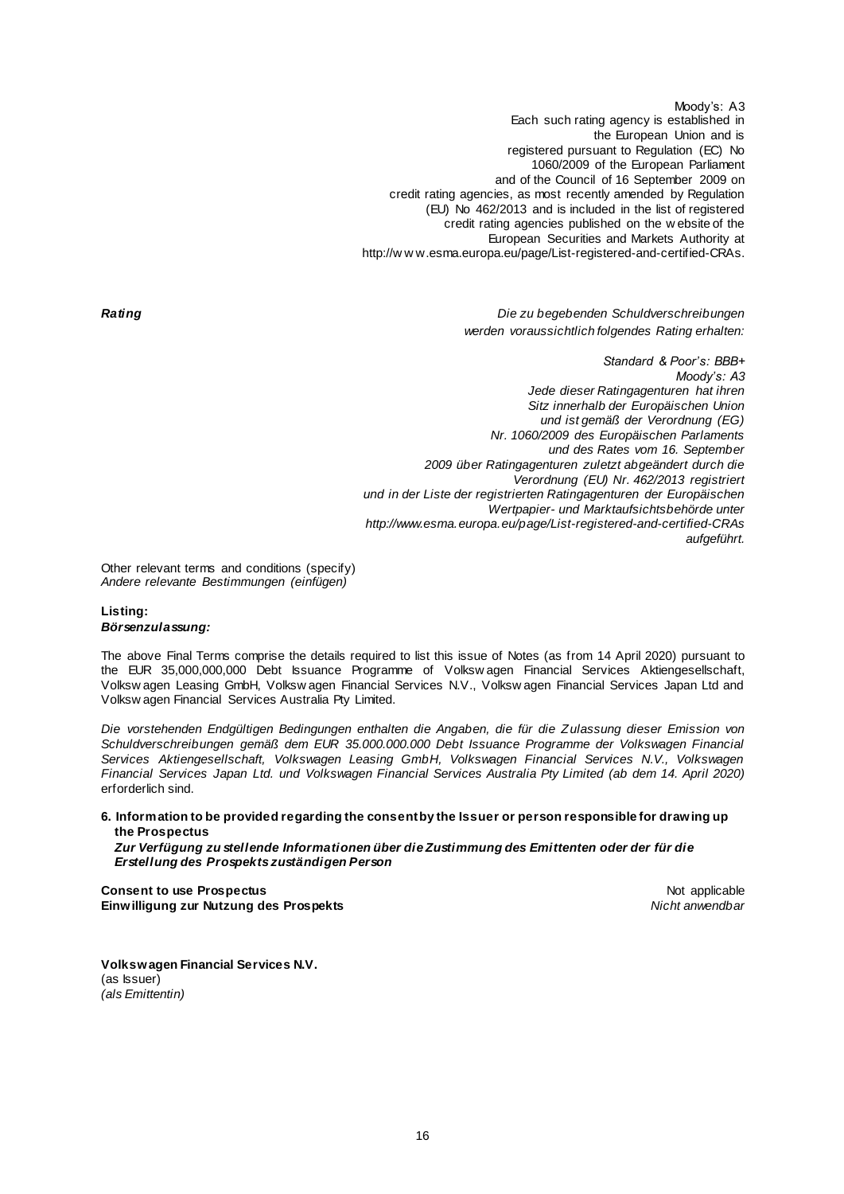Moody's: A3
Each such rating agency is established in the European Union and is registered pursuant to Regulation (EC) No 1060/2009 of the European Parliament and of the Council of 16 September 2009 on credit rating agencies, as most recently amended by Regulation (EU) No 462/2013 and is included in the list of registered credit rating agencies published on the w ebsite of the European Securities and Markets Authority at http://w w w .esma.europa.eu/page/List-registered-and-certified-CRAs.

***Rating*** *Die zu begebenden Schuldverschreibungen werden voraussichtlich folgendes Rating erhalten:*

*Standard & Poor's: BBB+*
*Moody's: A3*
*Jede dieser Ratingagenturen hat ihren Sitz innerhalb der Europäischen Union und ist gemäß der Verordnung (EG) Nr. 1060/2009 des Europäischen Parlaments und des Rates vom 16. September 2009 über Ratingagenturen zuletzt abgeändert durch die Verordnung (EU) Nr. 462/2013 registriert und in der Liste der registrierten Ratingagenturen der Europäischen Wertpapier- und Marktaufsichtsbehörde unter http://www.esma.europa.eu/page/List-registered-and-certified-CRAs aufgeführt.*

Other relevant terms and conditions (specify)
*Andere relevante Bestimmungen (einfügen)*

**Listing:**
***Börsenzulassung:***

The above Final Terms comprise the details required to list this issue of Notes (as from 14 April 2020) pursuant to the EUR 35,000,000,000 Debt Issuance Programme of Volksw agen Financial Services Aktiengesellschaft, Volksw agen Leasing GmbH, Volksw agen Financial Services N.V., Volksw agen Financial Services Japan Ltd and Volksw agen Financial Services Australia Pty Limited.

*Die vorstehenden Endgültigen Bedingungen enthalten die Angaben, die für die Zulassung dieser Emission von Schuldverschreibungen gemäß dem EUR 35.000.000.000 Debt Issuance Programme der Volkswagen Financial Services Aktiengesellschaft, Volkswagen Leasing GmbH, Volkswagen Financial Services N.V., Volkswagen Financial Services Japan Ltd. und Volkswagen Financial Services Australia Pty Limited (ab dem 14. April 2020)* erforderlich sind.

**6. Information to be provided regarding the consent by the Issuer or person responsible for drawing up the Prospectus**
***Zur Verfügung zu stellende Informationen über die Zustimmung des Emittenten oder der für die Erstellung des Prospekts zuständigen Person***

**Consent to use Prospectus** Not applicable
**Einwilligung zur Nutzung des Prospekts** *Nicht anwendbar*

**Volkswagen Financial Services N.V.**
(as Issuer)
*(als Emittentin)*